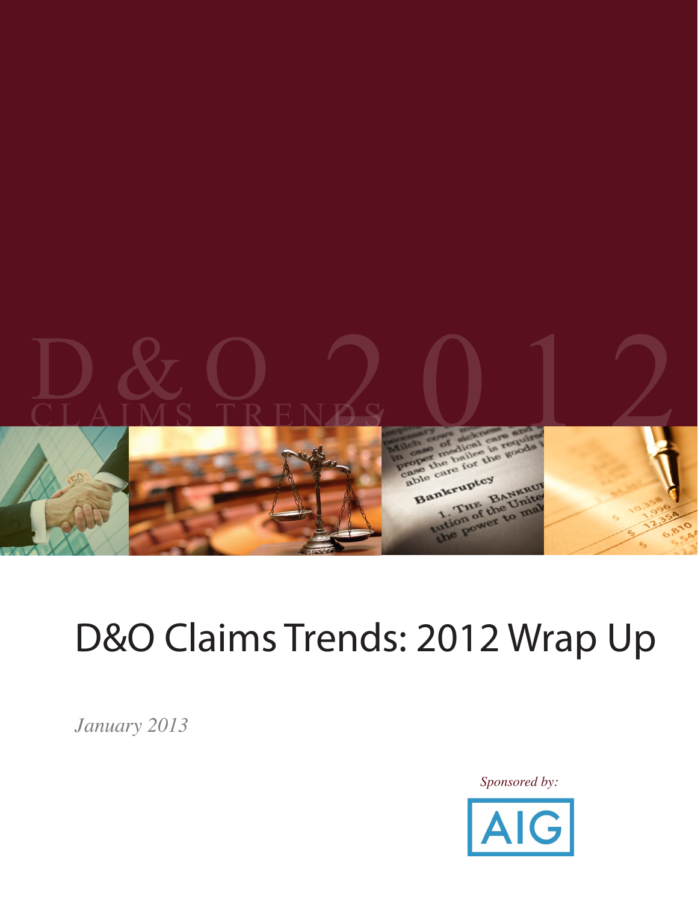# D&O Claims Trends: 2012 Wrap Up

*January 2013*

*Sponsored by:*

AIG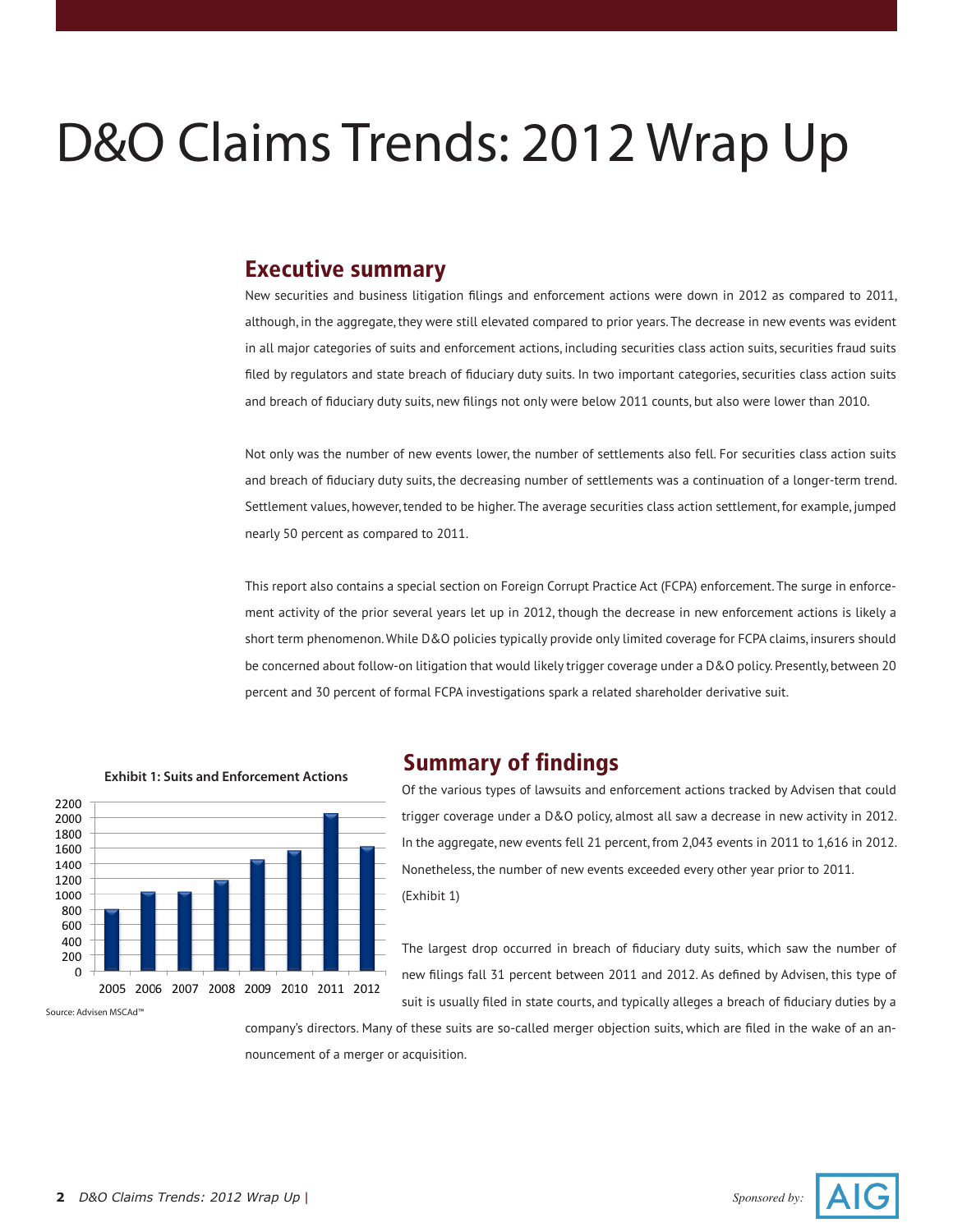# D&O Claims Trends: 2012 Wrap Up

## Executive summary

New securities and business litigation filings and enforcement actions were down in 2012 as compared to 2011, although, in the aggregate, they were still elevated compared to prior years. The decrease in new events was evident in all major categories of suits and enforcement actions, including securities class action suits, securities fraud suits filed by regulators and state breach of fiduciary duty suits. In two important categories, securities class action suits and breach of fiduciary duty suits, new filings not only were below 2011 counts, but also were lower than 2010.

Not only was the number of new events lower, the number of settlements also fell. For securities class action suits and breach of fiduciary duty suits, the decreasing number of settlements was a continuation of a longer-term trend. Settlement values, however, tended to be higher. The average securities class action settlement, for example, jumped nearly 50 percent as compared to 2011.

This report also contains a special section on Foreign Corrupt Practice Act (FCPA) enforcement. The surge in enforcement activity of the prior several years let up in 2012, though the decrease in new enforcement actions is likely a short term phenomenon. While D&O policies typically provide only limited coverage for FCPA claims, insurers should be concerned about follow-on litigation that would likely trigger coverage under a D&O policy. Presently, between 20 percent and 30 percent of formal FCPA investigations spark a related shareholder derivative suit.

**Exhibit 1: Suits and Enforcement Actions**

Source: Advisen MSCAd™

## Summary of findings

Of the various types of lawsuits and enforcement actions tracked by Advisen that could trigger coverage under a D&O policy, almost all saw a decrease in new activity in 2012. In the aggregate, new events fell 21 percent, from 2,043 events in 2011 to 1,616 in 2012. Nonetheless, the number of new events exceeded every other year prior to 2011. (Exhibit 1)

The largest drop occurred in breach of fiduciary duty suits, which saw the number of new filings fall 31 percent between 2011 and 2012. As defined by Advisen, this type of suit is usually filed in state courts, and typically alleges a breach of fiduciary duties by a company's directors. Many of these suits are so-called merger objection suits, which are filed in the wake of an announcement of a merger or acquisition.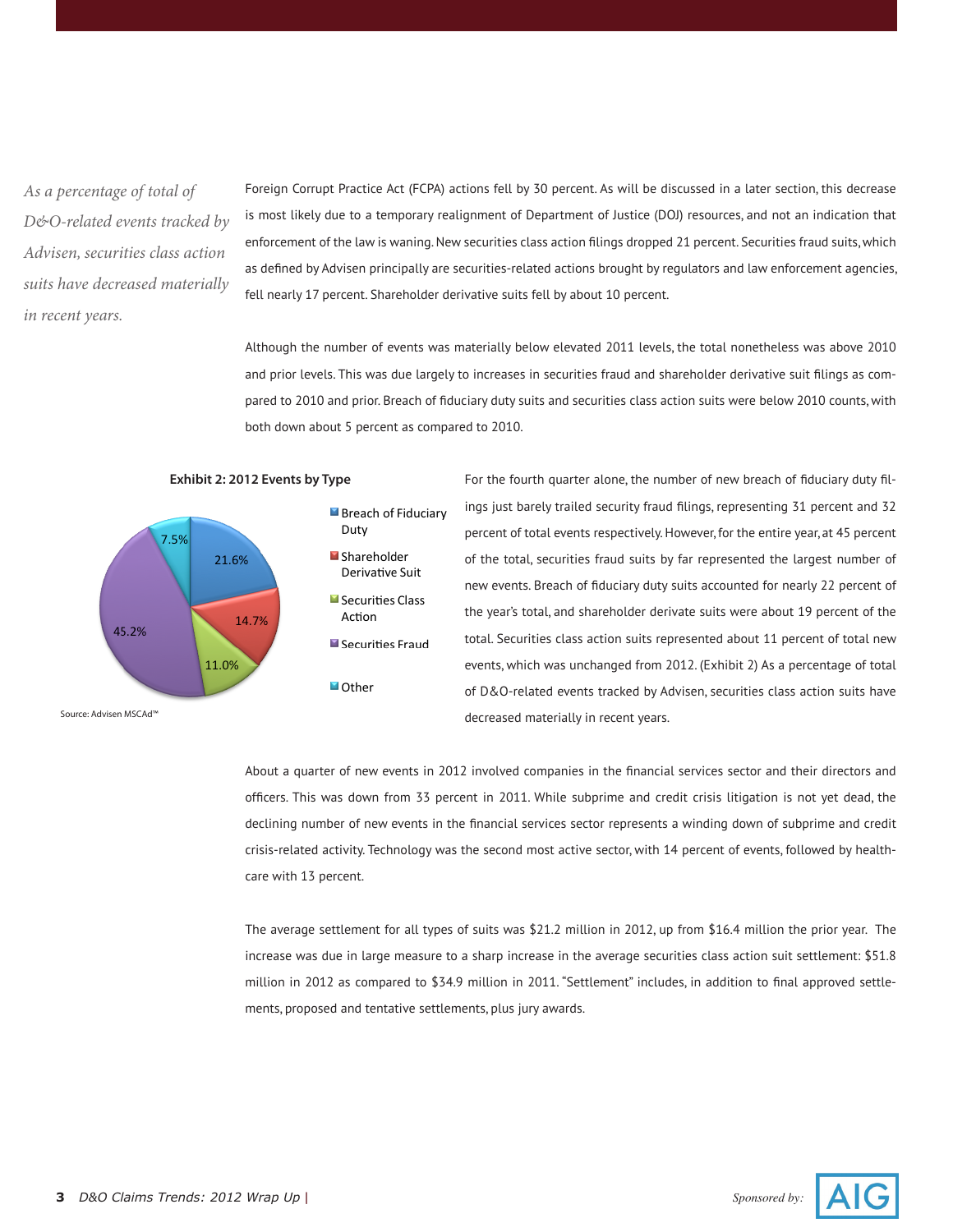*As a percentage of total of D&O-related events tracked by Advisen, securities class action suits have decreased materially in recent years.*

Foreign Corrupt Practice Act (FCPA) actions fell by 30 percent. As will be discussed in a later section, this decrease is most likely due to a temporary realignment of Department of Justice (DOJ) resources, and not an indication that enforcement of the law is waning. New securities class action filings dropped 21 percent. Securities fraud suits, which as defined by Advisen principally are securities-related actions brought by regulators and law enforcement agencies, fell nearly 17 percent. Shareholder derivative suits fell by about 10 percent.

Although the number of events was materially below elevated 2011 levels, the total nonetheless was above 2010 and prior levels. This was due largely to increases in securities fraud and shareholder derivative suit filings as compared to 2010 and prior. Breach of fiduciary duty suits and securities class action suits were below 2010 counts, with both down about 5 percent as compared to 2010.

**Exhibit 2: 2012 Events by Type**

| Type | Percent |
|---|---|
| Breach of Fiduciary Duty | 21.6% |
| Shareholder Derivative Suit | 14.7% |
| Securities Class Action | 11.0% |
| Securities Fraud | 45.2% |
| Other | 7.5% |

Source: Advisen MSCAd™

For the fourth quarter alone, the number of new breach of fiduciary duty filings just barely trailed security fraud filings, representing 31 percent and 32 percent of total events respectively. However, for the entire year, at 45 percent of the total, securities fraud suits by far represented the largest number of new events. Breach of fiduciary duty suits accounted for nearly 22 percent of the year's total, and shareholder derivate suits were about 19 percent of the total. Securities class action suits represented about 11 percent of total new events, which was unchanged from 2012. (Exhibit 2) As a percentage of total of D&O-related events tracked by Advisen, securities class action suits have decreased materially in recent years.

About a quarter of new events in 2012 involved companies in the financial services sector and their directors and officers. This was down from 33 percent in 2011. While subprime and credit crisis litigation is not yet dead, the declining number of new events in the financial services sector represents a winding down of subprime and credit crisis-related activity. Technology was the second most active sector, with 14 percent of events, followed by healthcare with 13 percent.

The average settlement for all types of suits was $21.2 million in 2012, up from $16.4 million the prior year. The increase was due in large measure to a sharp increase in the average securities class action suit settlement: $51.8 million in 2012 as compared to $34.9 million in 2011. "Settlement" includes, in addition to final approved settlements, proposed and tentative settlements, plus jury awards.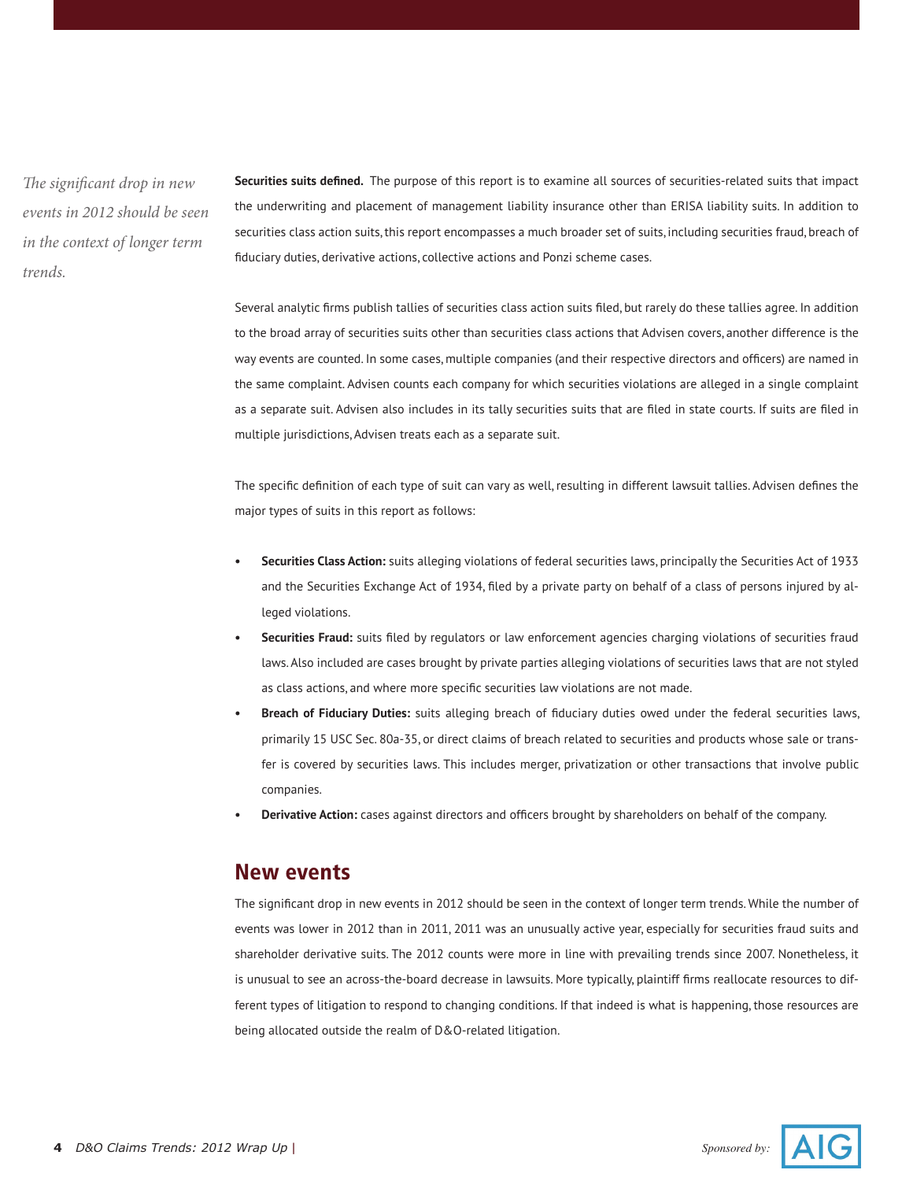*The significant drop in new events in 2012 should be seen in the context of longer term trends.*

**Securities suits defined.** The purpose of this report is to examine all sources of securities-related suits that impact the underwriting and placement of management liability insurance other than ERISA liability suits. In addition to securities class action suits, this report encompasses a much broader set of suits, including securities fraud, breach of fiduciary duties, derivative actions, collective actions and Ponzi scheme cases.

Several analytic firms publish tallies of securities class action suits filed, but rarely do these tallies agree. In addition to the broad array of securities suits other than securities class actions that Advisen covers, another difference is the way events are counted. In some cases, multiple companies (and their respective directors and officers) are named in the same complaint. Advisen counts each company for which securities violations are alleged in a single complaint as a separate suit. Advisen also includes in its tally securities suits that are filed in state courts. If suits are filed in multiple jurisdictions, Advisen treats each as a separate suit.

The specific definition of each type of suit can vary as well, resulting in different lawsuit tallies. Advisen defines the major types of suits in this report as follows:

- **Securities Class Action:** suits alleging violations of federal securities laws, principally the Securities Act of 1933 and the Securities Exchange Act of 1934, filed by a private party on behalf of a class of persons injured by alleged violations.
- **Securities Fraud:** suits filed by regulators or law enforcement agencies charging violations of securities fraud laws. Also included are cases brought by private parties alleging violations of securities laws that are not styled as class actions, and where more specific securities law violations are not made.
- **Breach of Fiduciary Duties:** suits alleging breach of fiduciary duties owed under the federal securities laws, primarily 15 USC Sec. 80a-35, or direct claims of breach related to securities and products whose sale or transfer is covered by securities laws. This includes merger, privatization or other transactions that involve public companies.
- **Derivative Action:** cases against directors and officers brought by shareholders on behalf of the company.

## New events

The significant drop in new events in 2012 should be seen in the context of longer term trends. While the number of events was lower in 2012 than in 2011, 2011 was an unusually active year, especially for securities fraud suits and shareholder derivative suits. The 2012 counts were more in line with prevailing trends since 2007. Nonetheless, it is unusual to see an across-the-board decrease in lawsuits. More typically, plaintiff firms reallocate resources to different types of litigation to respond to changing conditions. If that indeed is what is happening, those resources are being allocated outside the realm of D&O-related litigation.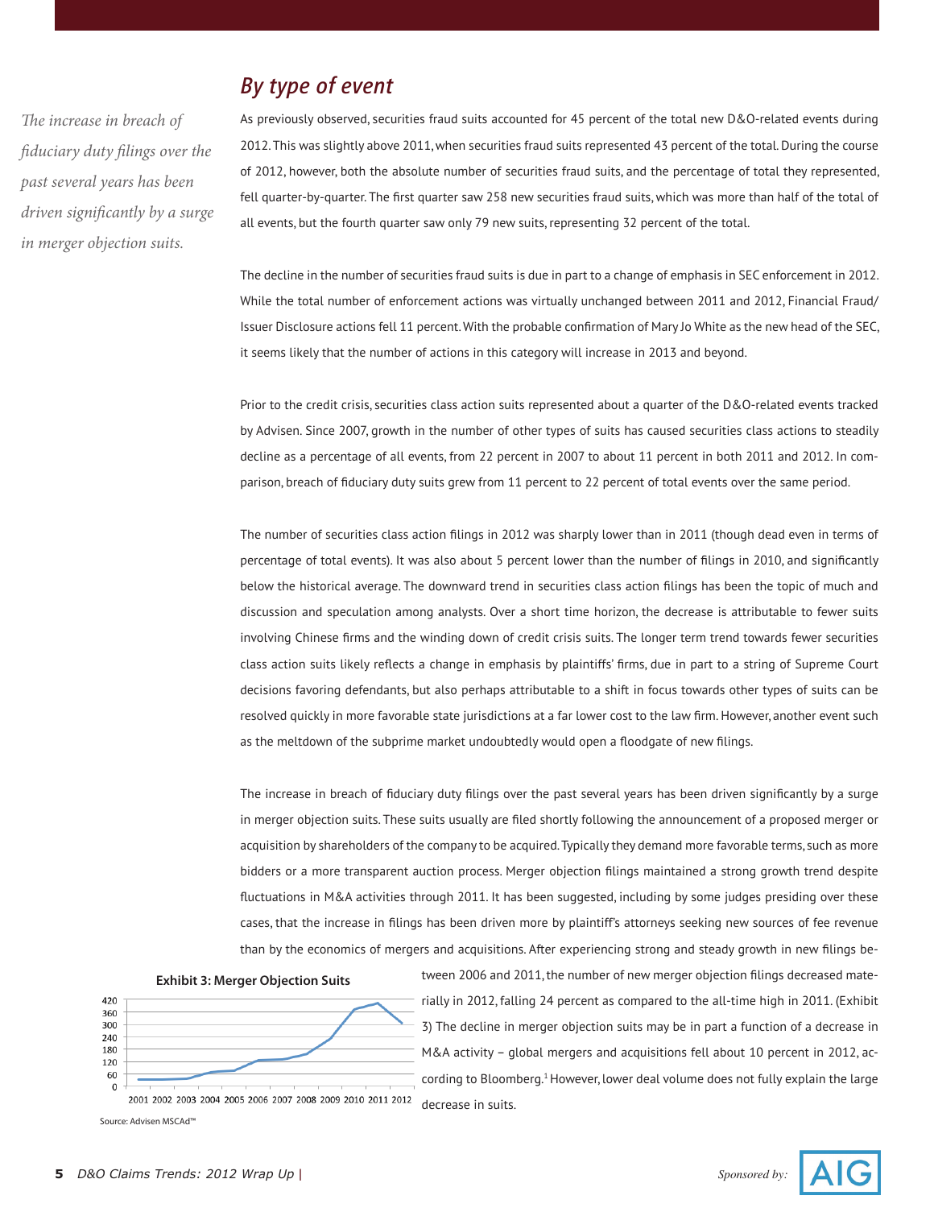## By type of event

*The increase in breach of fiduciary duty filings over the past several years has been driven significantly by a surge in merger objection suits.*

As previously observed, securities fraud suits accounted for 45 percent of the total new D&O-related events during 2012. This was slightly above 2011, when securities fraud suits represented 43 percent of the total. During the course of 2012, however, both the absolute number of securities fraud suits, and the percentage of total they represented, fell quarter-by-quarter. The first quarter saw 258 new securities fraud suits, which was more than half of the total of all events, but the fourth quarter saw only 79 new suits, representing 32 percent of the total.

The decline in the number of securities fraud suits is due in part to a change of emphasis in SEC enforcement in 2012. While the total number of enforcement actions was virtually unchanged between 2011 and 2012, Financial Fraud/Issuer Disclosure actions fell 11 percent. With the probable confirmation of Mary Jo White as the new head of the SEC, it seems likely that the number of actions in this category will increase in 2013 and beyond.

Prior to the credit crisis, securities class action suits represented about a quarter of the D&O-related events tracked by Advisen. Since 2007, growth in the number of other types of suits has caused securities class actions to steadily decline as a percentage of all events, from 22 percent in 2007 to about 11 percent in both 2011 and 2012. In comparison, breach of fiduciary duty suits grew from 11 percent to 22 percent of total events over the same period.

The number of securities class action filings in 2012 was sharply lower than in 2011 (though dead even in terms of percentage of total events). It was also about 5 percent lower than the number of filings in 2010, and significantly below the historical average. The downward trend in securities class action filings has been the topic of much and discussion and speculation among analysts. Over a short time horizon, the decrease is attributable to fewer suits involving Chinese firms and the winding down of credit crisis suits. The longer term trend towards fewer securities class action suits likely reflects a change in emphasis by plaintiffs' firms, due in part to a string of Supreme Court decisions favoring defendants, but also perhaps attributable to a shift in focus towards other types of suits can be resolved quickly in more favorable state jurisdictions at a far lower cost to the law firm. However, another event such as the meltdown of the subprime market undoubtedly would open a floodgate of new filings.

The increase in breach of fiduciary duty filings over the past several years has been driven significantly by a surge in merger objection suits. These suits usually are filed shortly following the announcement of a proposed merger or acquisition by shareholders of the company to be acquired. Typically they demand more favorable terms, such as more bidders or a more transparent auction process. Merger objection filings maintained a strong growth trend despite fluctuations in M&A activities through 2011. It has been suggested, including by some judges presiding over these cases, that the increase in filings has been driven more by plaintiff's attorneys seeking new sources of fee revenue than by the economics of mergers and acquisitions. After experiencing strong and steady growth in new filings between 2006 and 2011, the number of new merger objection filings decreased materially in 2012, falling 24 percent as compared to the all-time high in 2011. (Exhibit 3) The decline in merger objection suits may be in part a function of a decrease in M&A activity – global mergers and acquisitions fell about 10 percent in 2012, according to Bloomberg.[1] However, lower deal volume does not fully explain the large decrease in suits.

**Exhibit 3: Merger Objection Suits**

Source: Advisen MSCAd™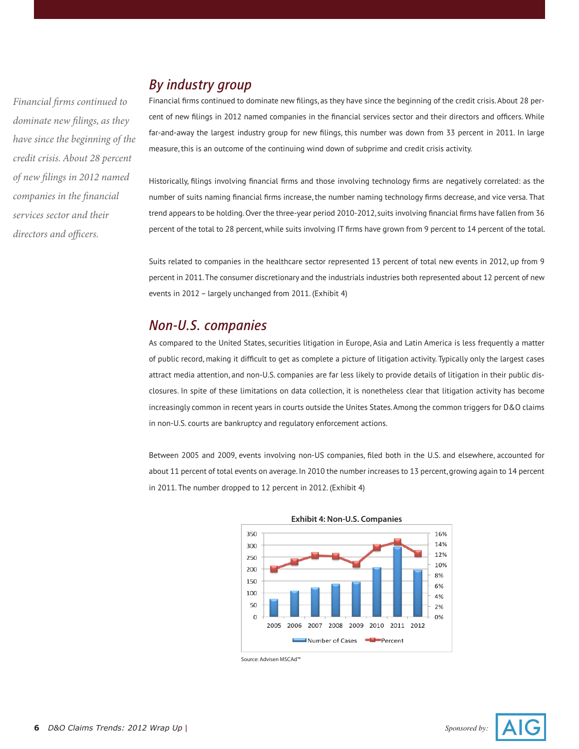*Financial firms continued to dominate new filings, as they have since the beginning of the credit crisis. About 28 percent of new filings in 2012 named companies in the financial services sector and their directors and officers.*

## By industry group

Financial firms continued to dominate new filings, as they have since the beginning of the credit crisis. About 28 percent of new filings in 2012 named companies in the financial services sector and their directors and officers. While far-and-away the largest industry group for new filings, this number was down from 33 percent in 2011. In large measure, this is an outcome of the continuing wind down of subprime and credit crisis activity.

Historically, filings involving financial firms and those involving technology firms are negatively correlated: as the number of suits naming financial firms increase, the number naming technology firms decrease, and vice versa. That trend appears to be holding. Over the three-year period 2010-2012, suits involving financial firms have fallen from 36 percent of the total to 28 percent, while suits involving IT firms have grown from 9 percent to 14 percent of the total.

Suits related to companies in the healthcare sector represented 13 percent of total new events in 2012, up from 9 percent in 2011. The consumer discretionary and the industrials industries both represented about 12 percent of new events in 2012 – largely unchanged from 2011. (Exhibit 4)

## Non-U.S. companies

As compared to the United States, securities litigation in Europe, Asia and Latin America is less frequently a matter of public record, making it difficult to get as complete a picture of litigation activity. Typically only the largest cases attract media attention, and non-U.S. companies are far less likely to provide details of litigation in their public disclosures. In spite of these limitations on data collection, it is nonetheless clear that litigation activity has become increasingly common in recent years in courts outside the Unites States. Among the common triggers for D&O claims in non-U.S. courts are bankruptcy and regulatory enforcement actions.

Between 2005 and 2009, events involving non-US companies, filed both in the U.S. and elsewhere, accounted for about 11 percent of total events on average. In 2010 the number increases to 13 percent, growing again to 14 percent in 2011. The number dropped to 12 percent in 2012. (Exhibit 4)

**Exhibit 4: Non-U.S. Companies**

Source: Advisen MSCAd™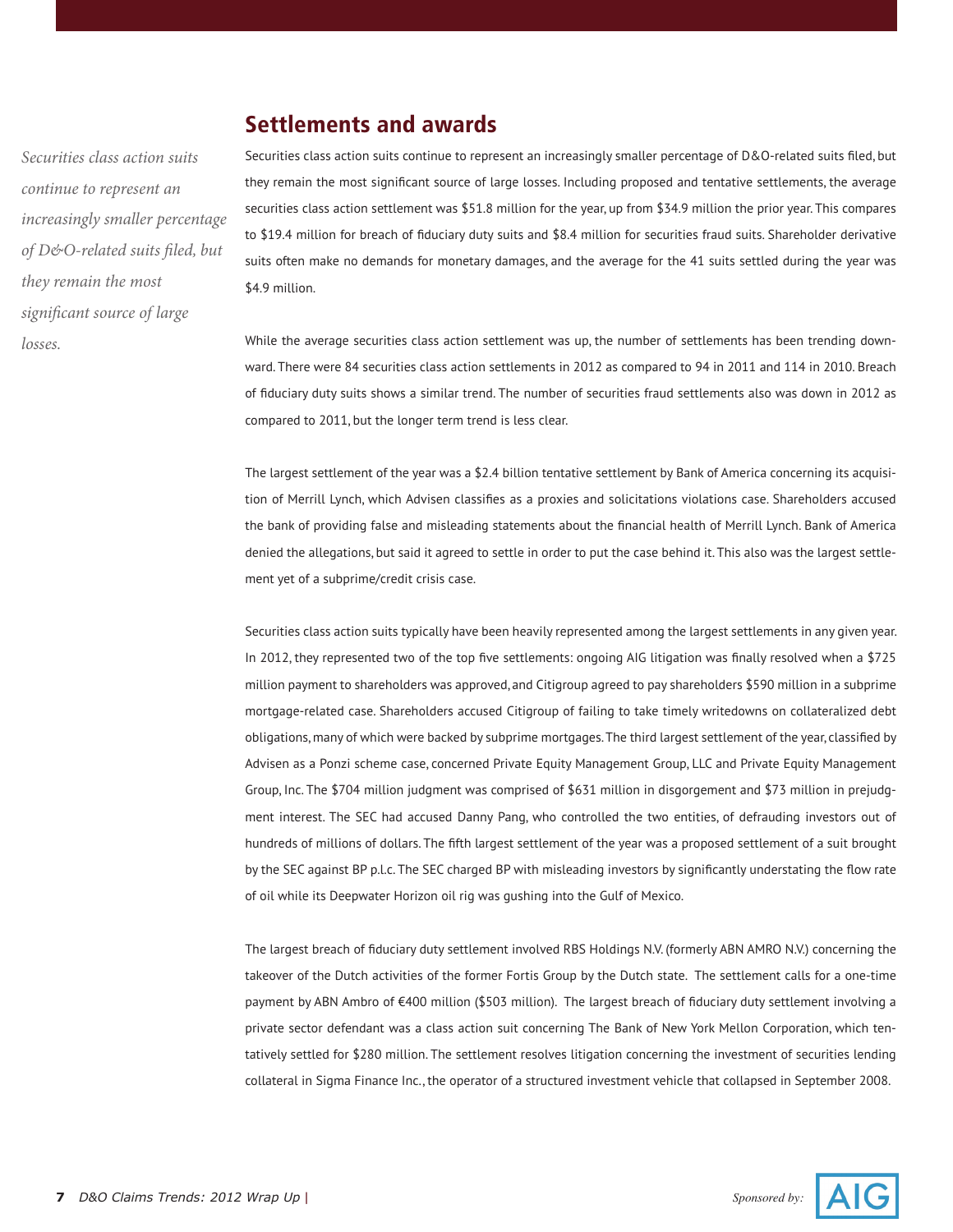## Settlements and awards

*Securities class action suits continue to represent an increasingly smaller percentage of D&O-related suits filed, but they remain the most significant source of large losses.*

Securities class action suits continue to represent an increasingly smaller percentage of D&O-related suits filed, but they remain the most significant source of large losses. Including proposed and tentative settlements, the average securities class action settlement was $51.8 million for the year, up from $34.9 million the prior year. This compares to $19.4 million for breach of fiduciary duty suits and $8.4 million for securities fraud suits. Shareholder derivative suits often make no demands for monetary damages, and the average for the 41 suits settled during the year was $4.9 million.

While the average securities class action settlement was up, the number of settlements has been trending downward. There were 84 securities class action settlements in 2012 as compared to 94 in 2011 and 114 in 2010. Breach of fiduciary duty suits shows a similar trend. The number of securities fraud settlements also was down in 2012 as compared to 2011, but the longer term trend is less clear.

The largest settlement of the year was a $2.4 billion tentative settlement by Bank of America concerning its acquisition of Merrill Lynch, which Advisen classifies as a proxies and solicitations violations case. Shareholders accused the bank of providing false and misleading statements about the financial health of Merrill Lynch. Bank of America denied the allegations, but said it agreed to settle in order to put the case behind it. This also was the largest settlement yet of a subprime/credit crisis case.

Securities class action suits typically have been heavily represented among the largest settlements in any given year. In 2012, they represented two of the top five settlements: ongoing AIG litigation was finally resolved when a $725 million payment to shareholders was approved, and Citigroup agreed to pay shareholders $590 million in a subprime mortgage-related case. Shareholders accused Citigroup of failing to take timely writedowns on collateralized debt obligations, many of which were backed by subprime mortgages. The third largest settlement of the year, classified by Advisen as a Ponzi scheme case, concerned Private Equity Management Group, LLC and Private Equity Management Group, Inc. The $704 million judgment was comprised of $631 million in disgorgement and $73 million in prejudgment interest. The SEC had accused Danny Pang, who controlled the two entities, of defrauding investors out of hundreds of millions of dollars. The fifth largest settlement of the year was a proposed settlement of a suit brought by the SEC against BP p.l.c. The SEC charged BP with misleading investors by significantly understating the flow rate of oil while its Deepwater Horizon oil rig was gushing into the Gulf of Mexico.

The largest breach of fiduciary duty settlement involved RBS Holdings N.V. (formerly ABN AMRO N.V.) concerning the takeover of the Dutch activities of the former Fortis Group by the Dutch state. The settlement calls for a one-time payment by ABN Ambro of €400 million ($503 million). The largest breach of fiduciary duty settlement involving a private sector defendant was a class action suit concerning The Bank of New York Mellon Corporation, which tentatively settled for $280 million. The settlement resolves litigation concerning the investment of securities lending collateral in Sigma Finance Inc., the operator of a structured investment vehicle that collapsed in September 2008.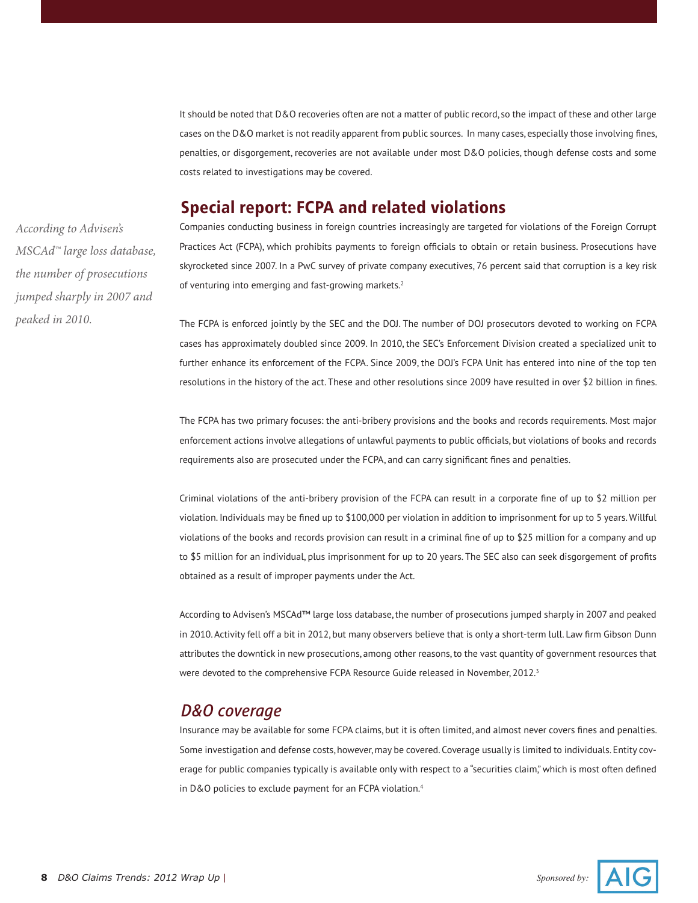It should be noted that D&O recoveries often are not a matter of public record, so the impact of these and other large cases on the D&O market is not readily apparent from public sources. In many cases, especially those involving fines, penalties, or disgorgement, recoveries are not available under most D&O policies, though defense costs and some costs related to investigations may be covered.

## Special report: FCPA and related violations

*According to Advisen's MSCAd™ large loss database, the number of prosecutions jumped sharply in 2007 and peaked in 2010.*

Companies conducting business in foreign countries increasingly are targeted for violations of the Foreign Corrupt Practices Act (FCPA), which prohibits payments to foreign officials to obtain or retain business. Prosecutions have skyrocketed since 2007. In a PwC survey of private company executives, 76 percent said that corruption is a key risk of venturing into emerging and fast-growing markets.[2]

The FCPA is enforced jointly by the SEC and the DOJ. The number of DOJ prosecutors devoted to working on FCPA cases has approximately doubled since 2009. In 2010, the SEC's Enforcement Division created a specialized unit to further enhance its enforcement of the FCPA. Since 2009, the DOJ's FCPA Unit has entered into nine of the top ten resolutions in the history of the act. These and other resolutions since 2009 have resulted in over $2 billion in fines.

The FCPA has two primary focuses: the anti-bribery provisions and the books and records requirements. Most major enforcement actions involve allegations of unlawful payments to public officials, but violations of books and records requirements also are prosecuted under the FCPA, and can carry significant fines and penalties.

Criminal violations of the anti-bribery provision of the FCPA can result in a corporate fine of up to $2 million per violation. Individuals may be fined up to $100,000 per violation in addition to imprisonment for up to 5 years. Willful violations of the books and records provision can result in a criminal fine of up to $25 million for a company and up to $5 million for an individual, plus imprisonment for up to 20 years. The SEC also can seek disgorgement of profits obtained as a result of improper payments under the Act.

According to Advisen's MSCAd™ large loss database, the number of prosecutions jumped sharply in 2007 and peaked in 2010. Activity fell off a bit in 2012, but many observers believe that is only a short-term lull. Law firm Gibson Dunn attributes the downtick in new prosecutions, among other reasons, to the vast quantity of government resources that were devoted to the comprehensive FCPA Resource Guide released in November, 2012.[3]

### *D&O coverage*

Insurance may be available for some FCPA claims, but it is often limited, and almost never covers fines and penalties. Some investigation and defense costs, however, may be covered. Coverage usually is limited to individuals. Entity coverage for public companies typically is available only with respect to a "securities claim," which is most often defined in D&O policies to exclude payment for an FCPA violation.[4]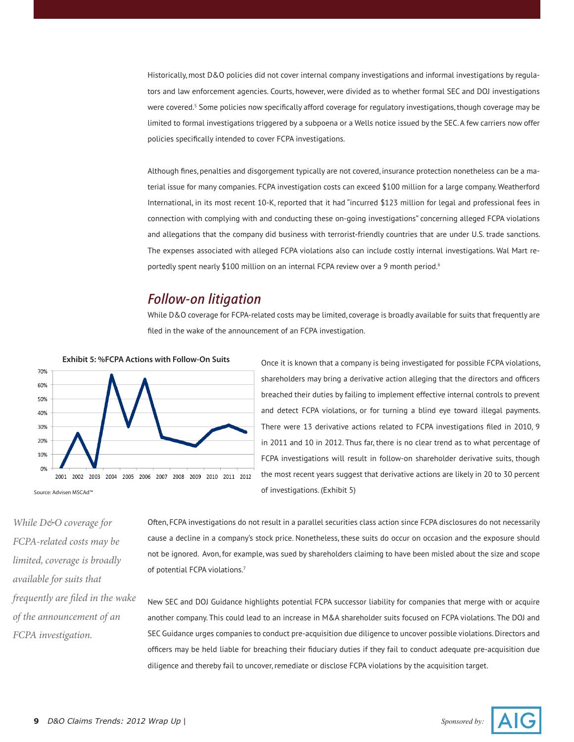Historically, most D&O policies did not cover internal company investigations and informal investigations by regulators and law enforcement agencies. Courts, however, were divided as to whether formal SEC and DOJ investigations were covered.[5] Some policies now specifically afford coverage for regulatory investigations, though coverage may be limited to formal investigations triggered by a subpoena or a Wells notice issued by the SEC. A few carriers now offer policies specifically intended to cover FCPA investigations.

Although fines, penalties and disgorgement typically are not covered, insurance protection nonetheless can be a material issue for many companies. FCPA investigation costs can exceed $100 million for a large company. Weatherford International, in its most recent 10-K, reported that it had "incurred $123 million for legal and professional fees in connection with complying with and conducting these on-going investigations" concerning alleged FCPA violations and allegations that the company did business with terrorist-friendly countries that are under U.S. trade sanctions. The expenses associated with alleged FCPA violations also can include costly internal investigations. Wal Mart reportedly spent nearly $100 million on an internal FCPA review over a 9 month period.[6]

## *Follow-on litigation*

While D&O coverage for FCPA-related costs may be limited, coverage is broadly available for suits that frequently are filed in the wake of the announcement of an FCPA investigation.

**Exhibit 5: %FCPA Actions with Follow-On Suits**

Source: Advisen MSCAd™

Once it is known that a company is being investigated for possible FCPA violations, shareholders may bring a derivative action alleging that the directors and officers breached their duties by failing to implement effective internal controls to prevent and detect FCPA violations, or for turning a blind eye toward illegal payments. There were 13 derivative actions related to FCPA investigations filed in 2010, 9 in 2011 and 10 in 2012. Thus far, there is no clear trend as to what percentage of FCPA investigations will result in follow-on shareholder derivative suits, though the most recent years suggest that derivative actions are likely in 20 to 30 percent of investigations. (Exhibit 5)

*While D&O coverage for FCPA-related costs may be limited, coverage is broadly available for suits that frequently are filed in the wake of the announcement of an FCPA investigation.*

Often, FCPA investigations do not result in a parallel securities class action since FCPA disclosures do not necessarily cause a decline in a company's stock price. Nonetheless, these suits do occur on occasion and the exposure should not be ignored. Avon, for example, was sued by shareholders claiming to have been misled about the size and scope of potential FCPA violations.[7]

New SEC and DOJ Guidance highlights potential FCPA successor liability for companies that merge with or acquire another company. This could lead to an increase in M&A shareholder suits focused on FCPA violations. The DOJ and SEC Guidance urges companies to conduct pre-acquisition due diligence to uncover possible violations. Directors and officers may be held liable for breaching their fiduciary duties if they fail to conduct adequate pre-acquisition due diligence and thereby fail to uncover, remediate or disclose FCPA violations by the acquisition target.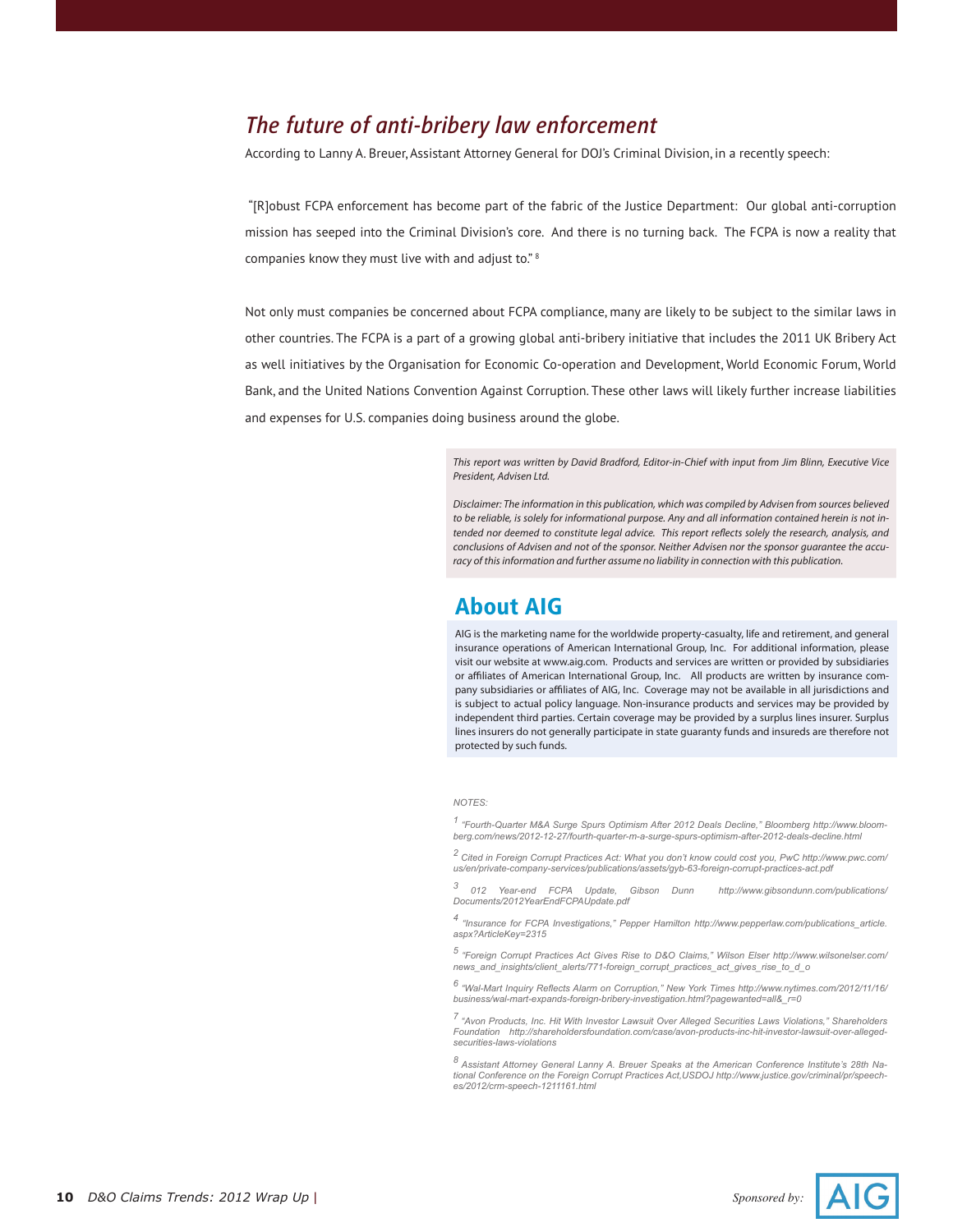## *The future of anti-bribery law enforcement*

According to Lanny A. Breuer, Assistant Attorney General for DOJ's Criminal Division, in a recently speech:

"[R]obust FCPA enforcement has become part of the fabric of the Justice Department: Our global anti-corruption mission has seeped into the Criminal Division's core. And there is no turning back. The FCPA is now a reality that companies know they must live with and adjust to." [8]

Not only must companies be concerned about FCPA compliance, many are likely to be subject to the similar laws in other countries. The FCPA is a part of a growing global anti-bribery initiative that includes the 2011 UK Bribery Act as well initiatives by the Organisation for Economic Co-operation and Development, World Economic Forum, World Bank, and the United Nations Convention Against Corruption. These other laws will likely further increase liabilities and expenses for U.S. companies doing business around the globe.

*This report was written by David Bradford, Editor-in-Chief with input from Jim Blinn, Executive Vice President, Advisen Ltd.*

*Disclaimer: The information in this publication, which was compiled by Advisen from sources believed to be reliable, is solely for informational purpose. Any and all information contained herein is not intended nor deemed to constitute legal advice. This report reflects solely the research, analysis, and conclusions of Advisen and not of the sponsor. Neither Advisen nor the sponsor guarantee the accuracy of this information and further assume no liability in connection with this publication.*

## About AIG

AIG is the marketing name for the worldwide property-casualty, life and retirement, and general insurance operations of American International Group, Inc. For additional information, please visit our website at www.aig.com. Products and services are written or provided by subsidiaries or affiliates of American International Group, Inc. All products are written by insurance company subsidiaries or affiliates of AIG, Inc. Coverage may not be available in all jurisdictions and is subject to actual policy language. Non-insurance products and services may be provided by independent third parties. Certain coverage may be provided by a surplus lines insurer. Surplus lines insurers do not generally participate in state guaranty funds and insureds are therefore not protected by such funds.

*NOTES:*

*[1] "Fourth-Quarter M&A Surge Spurs Optimism After 2012 Deals Decline," Bloomberg http://www.bloomberg.com/news/2012-12-27/fourth-quarter-m-a-surge-spurs-optimism-after-2012-deals-decline.html*

*[2] Cited in Foreign Corrupt Practices Act: What you don't know could cost you, PwC http://www.pwc.com/us/en/private-company-services/publications/assets/gyb-63-foreign-corrupt-practices-act.pdf*

*[3] 012 Year-end FCPA Update, Gibson Dunn http://www.gibsondunn.com/publications/Documents/2012YearEndFCPAUpdate.pdf*

*[4] "Insurance for FCPA Investigations," Pepper Hamilton http://www.pepperlaw.com/publications_article.aspx?ArticleKey=2315*

*[5] "Foreign Corrupt Practices Act Gives Rise to D&O Claims," Wilson Elser http://www.wilsonelser.com/news_and_insights/client_alerts/771-foreign_corrupt_practices_act_gives_rise_to_d_o*

*[6] "Wal-Mart Inquiry Reflects Alarm on Corruption," New York Times http://www.nytimes.com/2012/11/16/business/wal-mart-expands-foreign-bribery-investigation.html?pagewanted=all&_r=0*

*[7] "Avon Products, Inc. Hit With Investor Lawsuit Over Alleged Securities Laws Violations," Shareholders Foundation http://shareholdersfoundation.com/case/avon-products-inc-hit-investor-lawsuit-over-alleged-securities-laws-violations*

*[8] Assistant Attorney General Lanny A. Breuer Speaks at the American Conference Institute's 28th National Conference on the Foreign Corrupt Practices Act,USDOJ http://www.justice.gov/criminal/pr/speeches/2012/crm-speech-1211161.html*